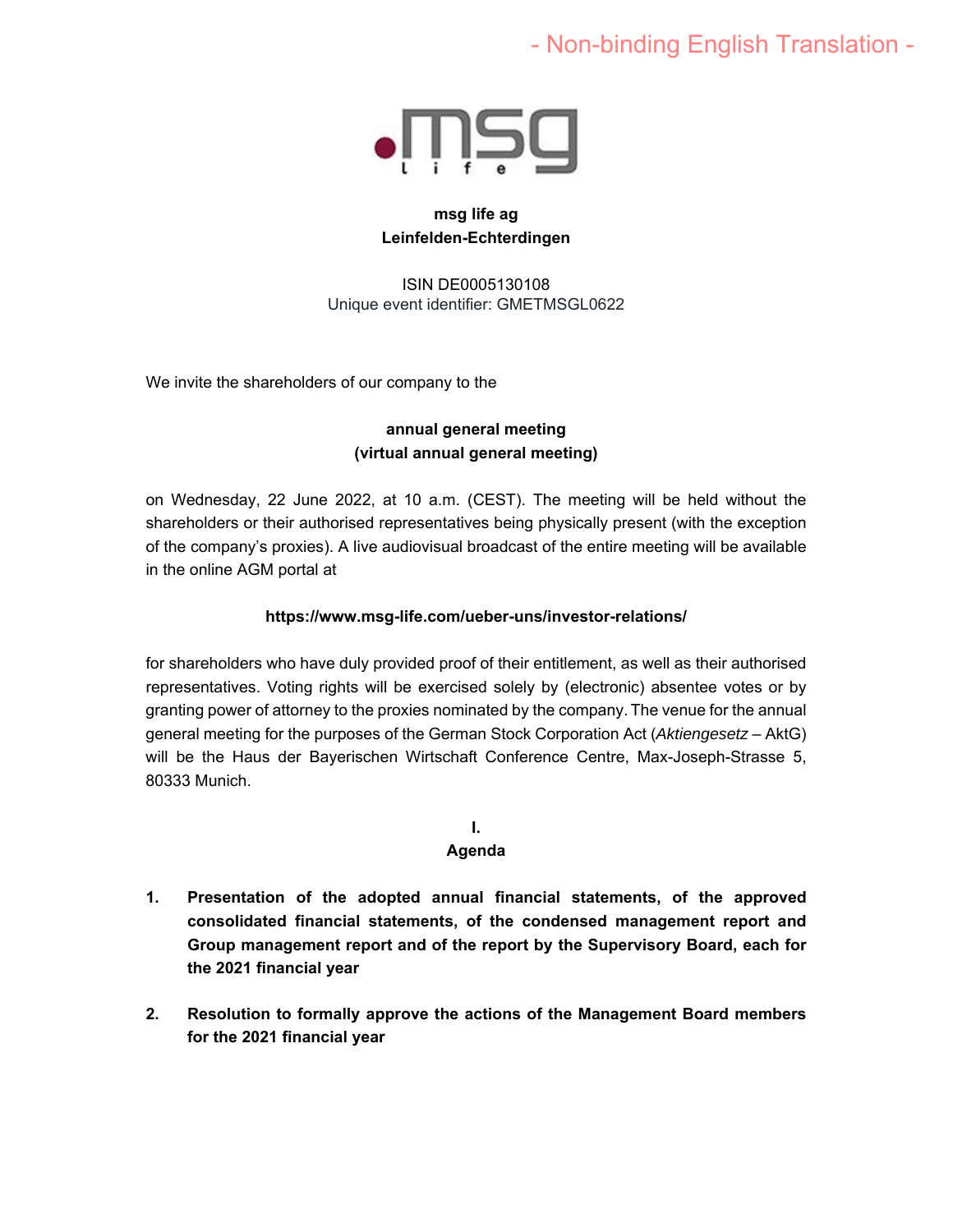- Non-binding English Translation -

**msg life ag**
**Leinfelden-Echterdingen**

ISIN DE0005130108
Unique event identifier: GMETMSGL0622

We invite the shareholders of our company to the

**annual general meeting**
**(virtual annual general meeting)**

on Wednesday, 22 June 2022, at 10 a.m. (CEST). The meeting will be held without the shareholders or their authorised representatives being physically present (with the exception of the company's proxies). A live audiovisual broadcast of the entire meeting will be available in the online AGM portal at

**https://www.msg-life.com/ueber-uns/investor-relations/**

for shareholders who have duly provided proof of their entitlement, as well as their authorised representatives. Voting rights will be exercised solely by (electronic) absentee votes or by granting power of attorney to the proxies nominated by the company. The venue for the annual general meeting for the purposes of the German Stock Corporation Act (*Aktiengesetz* – AktG) will be the Haus der Bayerischen Wirtschaft Conference Centre, Max-Joseph-Strasse 5, 80333 Munich.

## I. Agenda

1. **Presentation of the adopted annual financial statements, of the approved consolidated financial statements, of the condensed management report and Group management report and of the report by the Supervisory Board, each for the 2021 financial year**

2. **Resolution to formally approve the actions of the Management Board members for the 2021 financial year**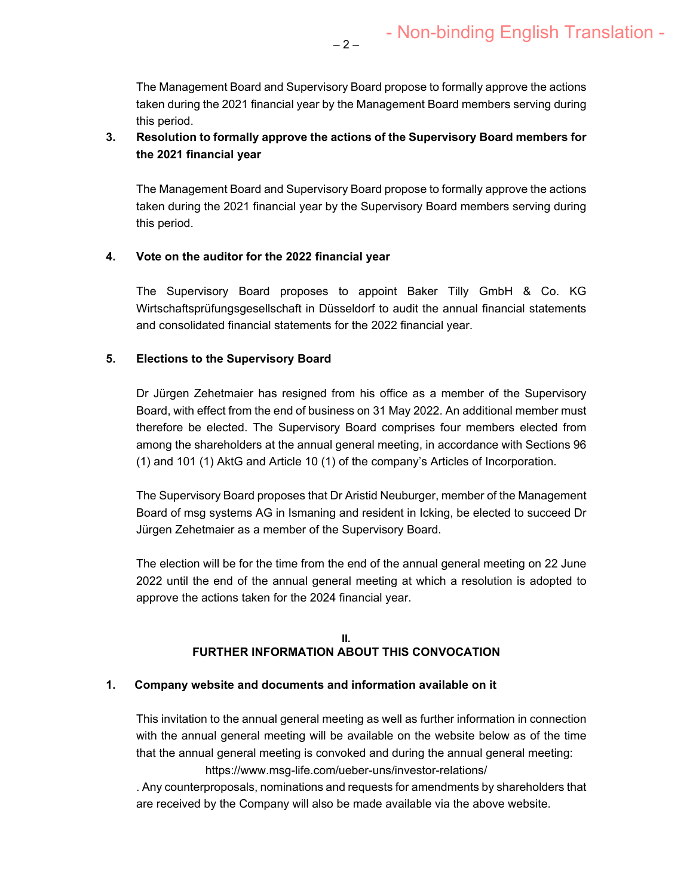The Management Board and Supervisory Board propose to formally approve the actions taken during the 2021 financial year by the Management Board members serving during this period.

**3. Resolution to formally approve the actions of the Supervisory Board members for the 2021 financial year**

The Management Board and Supervisory Board propose to formally approve the actions taken during the 2021 financial year by the Supervisory Board members serving during this period.

**4. Vote on the auditor for the 2022 financial year**

The Supervisory Board proposes to appoint Baker Tilly GmbH & Co. KG Wirtschaftsprüfungsgesellschaft in Düsseldorf to audit the annual financial statements and consolidated financial statements for the 2022 financial year.

**5. Elections to the Supervisory Board**

Dr Jürgen Zehetmaier has resigned from his office as a member of the Supervisory Board, with effect from the end of business on 31 May 2022. An additional member must therefore be elected. The Supervisory Board comprises four members elected from among the shareholders at the annual general meeting, in accordance with Sections 96 (1) and 101 (1) AktG and Article 10 (1) of the company's Articles of Incorporation.

The Supervisory Board proposes that Dr Aristid Neuburger, member of the Management Board of msg systems AG in Ismaning and resident in Icking, be elected to succeed Dr Jürgen Zehetmaier as a member of the Supervisory Board.

The election will be for the time from the end of the annual general meeting on 22 June 2022 until the end of the annual general meeting at which a resolution is adopted to approve the actions taken for the 2024 financial year.

## II.
## FURTHER INFORMATION ABOUT THIS CONVOCATION

**1. Company website and documents and information available on it**

This invitation to the annual general meeting as well as further information in connection with the annual general meeting will be available on the website below as of the time that the annual general meeting is convoked and during the annual general meeting:

https://www.msg-life.com/ueber-uns/investor-relations/

. Any counterproposals, nominations and requests for amendments by shareholders that are received by the Company will also be made available via the above website.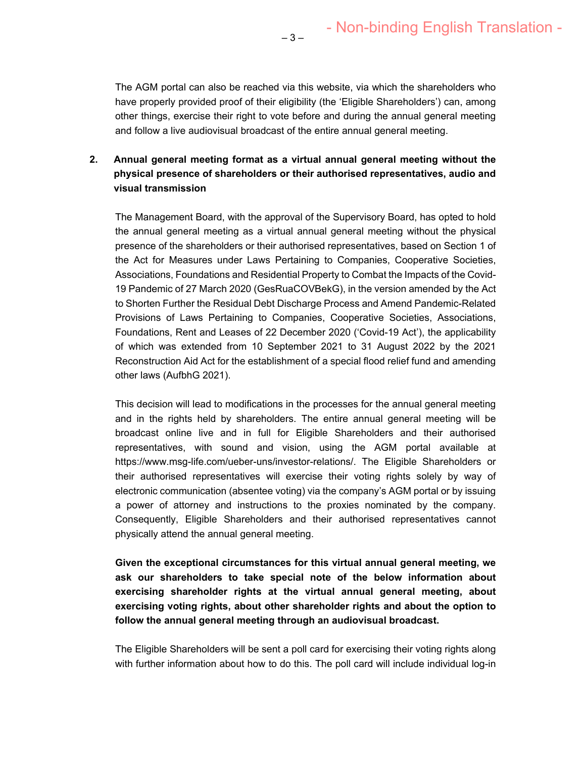The AGM portal can also be reached via this website, via which the shareholders who have properly provided proof of their eligibility (the 'Eligible Shareholders') can, among other things, exercise their right to vote before and during the annual general meeting and follow a live audiovisual broadcast of the entire annual general meeting.

**2. Annual general meeting format as a virtual annual general meeting without the physical presence of shareholders or their authorised representatives, audio and visual transmission**

The Management Board, with the approval of the Supervisory Board, has opted to hold the annual general meeting as a virtual annual general meeting without the physical presence of the shareholders or their authorised representatives, based on Section 1 of the Act for Measures under Laws Pertaining to Companies, Cooperative Societies, Associations, Foundations and Residential Property to Combat the Impacts of the Covid-19 Pandemic of 27 March 2020 (GesRuaCOVBekG), in the version amended by the Act to Shorten Further the Residual Debt Discharge Process and Amend Pandemic-Related Provisions of Laws Pertaining to Companies, Cooperative Societies, Associations, Foundations, Rent and Leases of 22 December 2020 ('Covid-19 Act'), the applicability of which was extended from 10 September 2021 to 31 August 2022 by the 2021 Reconstruction Aid Act for the establishment of a special flood relief fund and amending other laws (AufbhG 2021).

This decision will lead to modifications in the processes for the annual general meeting and in the rights held by shareholders. The entire annual general meeting will be broadcast online live and in full for Eligible Shareholders and their authorised representatives, with sound and vision, using the AGM portal available at https://www.msg-life.com/ueber-uns/investor-relations/. The Eligible Shareholders or their authorised representatives will exercise their voting rights solely by way of electronic communication (absentee voting) via the company's AGM portal or by issuing a power of attorney and instructions to the proxies nominated by the company. Consequently, Eligible Shareholders and their authorised representatives cannot physically attend the annual general meeting.

**Given the exceptional circumstances for this virtual annual general meeting, we ask our shareholders to take special note of the below information about exercising shareholder rights at the virtual annual general meeting, about exercising voting rights, about other shareholder rights and about the option to follow the annual general meeting through an audiovisual broadcast.**

The Eligible Shareholders will be sent a poll card for exercising their voting rights along with further information about how to do this. The poll card will include individual log-in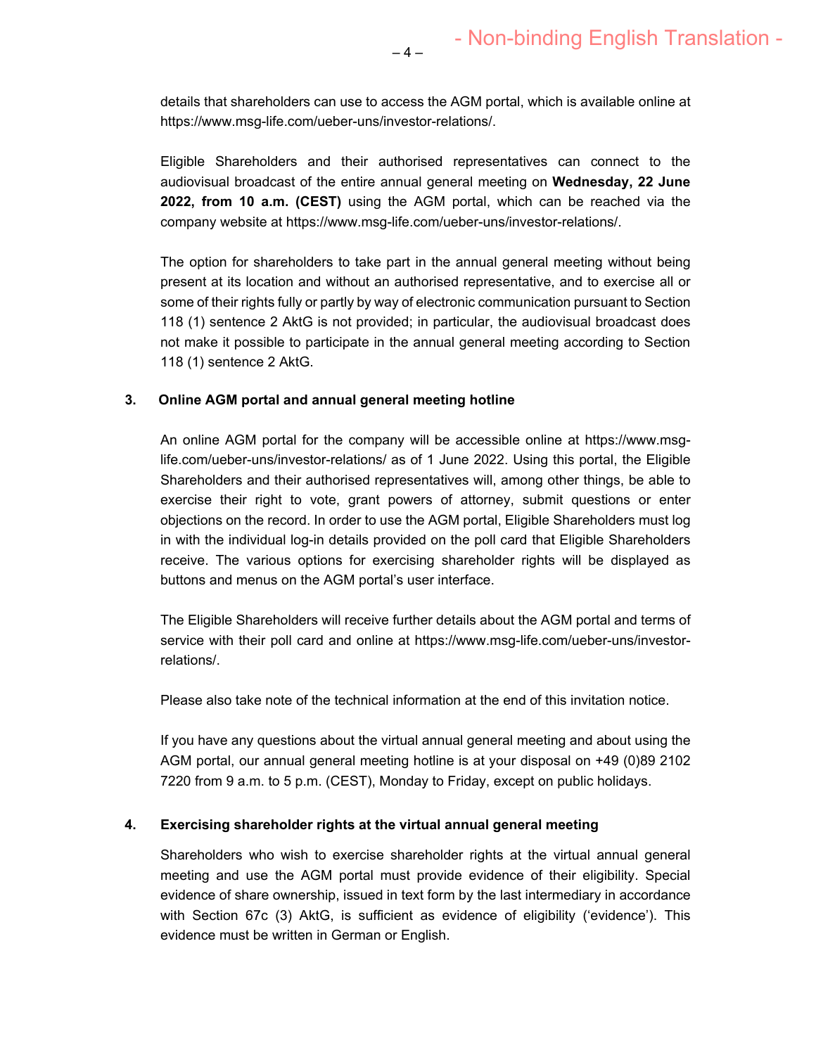details that shareholders can use to access the AGM portal, which is available online at https://www.msg-life.com/ueber-uns/investor-relations/.

Eligible Shareholders and their authorised representatives can connect to the audiovisual broadcast of the entire annual general meeting on **Wednesday, 22 June 2022, from 10 a.m. (CEST)** using the AGM portal, which can be reached via the company website at https://www.msg-life.com/ueber-uns/investor-relations/.

The option for shareholders to take part in the annual general meeting without being present at its location and without an authorised representative, and to exercise all or some of their rights fully or partly by way of electronic communication pursuant to Section 118 (1) sentence 2 AktG is not provided; in particular, the audiovisual broadcast does not make it possible to participate in the annual general meeting according to Section 118 (1) sentence 2 AktG.

## 3. Online AGM portal and annual general meeting hotline

An online AGM portal for the company will be accessible online at https://www.msg-life.com/ueber-uns/investor-relations/ as of 1 June 2022. Using this portal, the Eligible Shareholders and their authorised representatives will, among other things, be able to exercise their right to vote, grant powers of attorney, submit questions or enter objections on the record. In order to use the AGM portal, Eligible Shareholders must log in with the individual log-in details provided on the poll card that Eligible Shareholders receive. The various options for exercising shareholder rights will be displayed as buttons and menus on the AGM portal's user interface.

The Eligible Shareholders will receive further details about the AGM portal and terms of service with their poll card and online at https://www.msg-life.com/ueber-uns/investor-relations/.

Please also take note of the technical information at the end of this invitation notice.

If you have any questions about the virtual annual general meeting and about using the AGM portal, our annual general meeting hotline is at your disposal on +49 (0)89 2102 7220 from 9 a.m. to 5 p.m. (CEST), Monday to Friday, except on public holidays.

## 4. Exercising shareholder rights at the virtual annual general meeting

Shareholders who wish to exercise shareholder rights at the virtual annual general meeting and use the AGM portal must provide evidence of their eligibility. Special evidence of share ownership, issued in text form by the last intermediary in accordance with Section 67c (3) AktG, is sufficient as evidence of eligibility ('evidence'). This evidence must be written in German or English.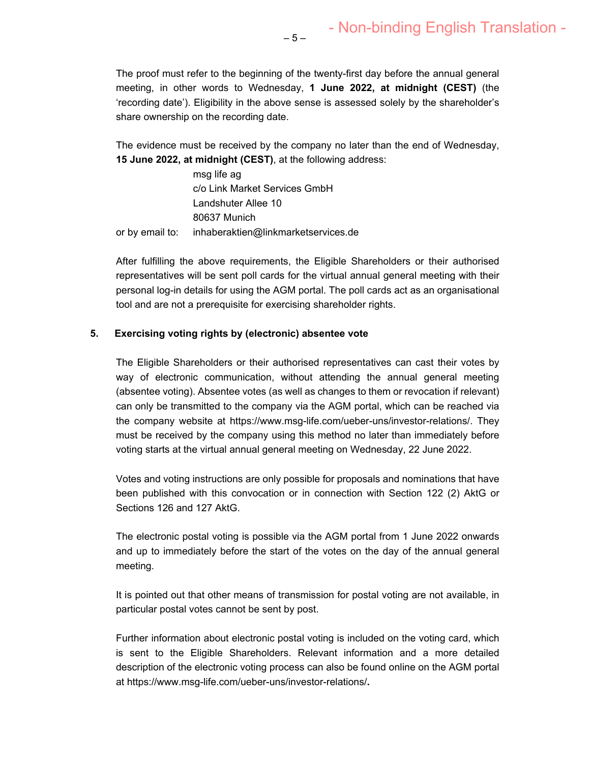The proof must refer to the beginning of the twenty-first day before the annual general meeting, in other words to Wednesday, **1 June 2022, at midnight (CEST)** (the 'recording date'). Eligibility in the above sense is assessed solely by the shareholder's share ownership on the recording date.

The evidence must be received by the company no later than the end of Wednesday, **15 June 2022, at midnight (CEST)**, at the following address:

msg life ag
c/o Link Market Services GmbH
Landshuter Allee 10
80637 Munich

or by email to: inhaberaktien@linkmarketservices.de

After fulfilling the above requirements, the Eligible Shareholders or their authorised representatives will be sent poll cards for the virtual annual general meeting with their personal log-in details for using the AGM portal. The poll cards act as an organisational tool and are not a prerequisite for exercising shareholder rights.

## 5. Exercising voting rights by (electronic) absentee vote

The Eligible Shareholders or their authorised representatives can cast their votes by way of electronic communication, without attending the annual general meeting (absentee voting). Absentee votes (as well as changes to them or revocation if relevant) can only be transmitted to the company via the AGM portal, which can be reached via the company website at https://www.msg-life.com/ueber-uns/investor-relations/. They must be received by the company using this method no later than immediately before voting starts at the virtual annual general meeting on Wednesday, 22 June 2022.

Votes and voting instructions are only possible for proposals and nominations that have been published with this convocation or in connection with Section 122 (2) AktG or Sections 126 and 127 AktG.

The electronic postal voting is possible via the AGM portal from 1 June 2022 onwards and up to immediately before the start of the votes on the day of the annual general meeting.

It is pointed out that other means of transmission for postal voting are not available, in particular postal votes cannot be sent by post.

Further information about electronic postal voting is included on the voting card, which is sent to the Eligible Shareholders. Relevant information and a more detailed description of the electronic voting process can also be found online on the AGM portal at https://www.msg-life.com/ueber-uns/investor-relations/**.**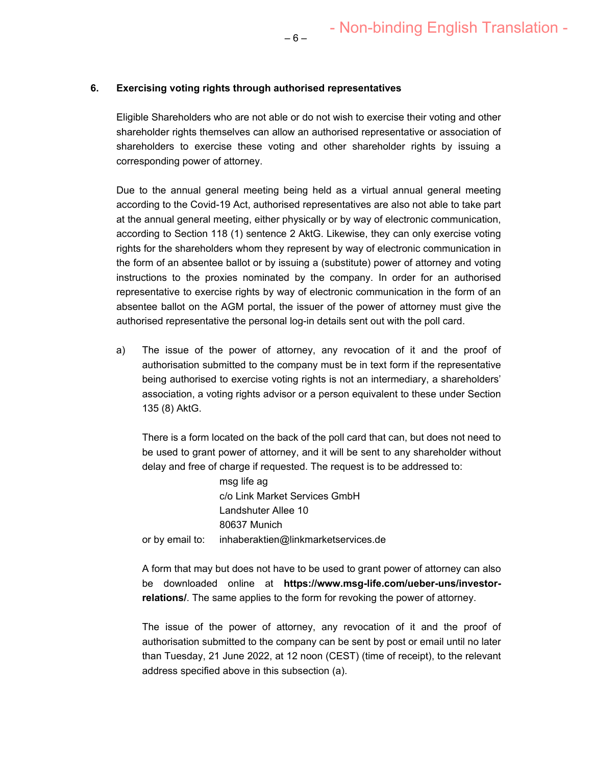## 6. Exercising voting rights through authorised representatives

Eligible Shareholders who are not able or do not wish to exercise their voting and other shareholder rights themselves can allow an authorised representative or association of shareholders to exercise these voting and other shareholder rights by issuing a corresponding power of attorney.

Due to the annual general meeting being held as a virtual annual general meeting according to the Covid-19 Act, authorised representatives are also not able to take part at the annual general meeting, either physically or by way of electronic communication, according to Section 118 (1) sentence 2 AktG. Likewise, they can only exercise voting rights for the shareholders whom they represent by way of electronic communication in the form of an absentee ballot or by issuing a (substitute) power of attorney and voting instructions to the proxies nominated by the company. In order for an authorised representative to exercise rights by way of electronic communication in the form of an absentee ballot on the AGM portal, the issuer of the power of attorney must give the authorised representative the personal log-in details sent out with the poll card.

a) The issue of the power of attorney, any revocation of it and the proof of authorisation submitted to the company must be in text form if the representative being authorised to exercise voting rights is not an intermediary, a shareholders' association, a voting rights advisor or a person equivalent to these under Section 135 (8) AktG.

   There is a form located on the back of the poll card that can, but does not need to be used to grant power of attorney, and it will be sent to any shareholder without delay and free of charge if requested. The request is to be addressed to:

   msg life ag
   c/o Link Market Services GmbH
   Landshuter Allee 10
   80637 Munich

   or by email to: inhaberaktien@linkmarketservices.de

   A form that may but does not have to be used to grant power of attorney can also be downloaded online at **https://www.msg-life.com/ueber-uns/investor-relations/**. The same applies to the form for revoking the power of attorney.

   The issue of the power of attorney, any revocation of it and the proof of authorisation submitted to the company can be sent by post or email until no later than Tuesday, 21 June 2022, at 12 noon (CEST) (time of receipt), to the relevant address specified above in this subsection (a).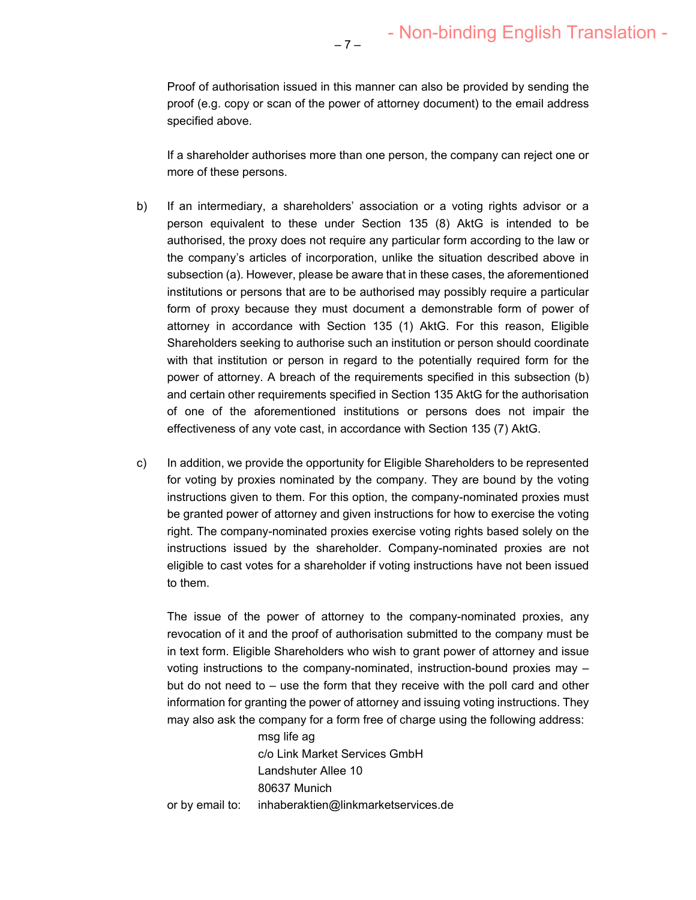Proof of authorisation issued in this manner can also be provided by sending the proof (e.g. copy or scan of the power of attorney document) to the email address specified above.

If a shareholder authorises more than one person, the company can reject one or more of these persons.

b) If an intermediary, a shareholders' association or a voting rights advisor or a person equivalent to these under Section 135 (8) AktG is intended to be authorised, the proxy does not require any particular form according to the law or the company's articles of incorporation, unlike the situation described above in subsection (a). However, please be aware that in these cases, the aforementioned institutions or persons that are to be authorised may possibly require a particular form of proxy because they must document a demonstrable form of power of attorney in accordance with Section 135 (1) AktG. For this reason, Eligible Shareholders seeking to authorise such an institution or person should coordinate with that institution or person in regard to the potentially required form for the power of attorney. A breach of the requirements specified in this subsection (b) and certain other requirements specified in Section 135 AktG for the authorisation of one of the aforementioned institutions or persons does not impair the effectiveness of any vote cast, in accordance with Section 135 (7) AktG.

c) In addition, we provide the opportunity for Eligible Shareholders to be represented for voting by proxies nominated by the company. They are bound by the voting instructions given to them. For this option, the company-nominated proxies must be granted power of attorney and given instructions for how to exercise the voting right. The company-nominated proxies exercise voting rights based solely on the instructions issued by the shareholder. Company-nominated proxies are not eligible to cast votes for a shareholder if voting instructions have not been issued to them.

The issue of the power of attorney to the company-nominated proxies, any revocation of it and the proof of authorisation submitted to the company must be in text form. Eligible Shareholders who wish to grant power of attorney and issue voting instructions to the company-nominated, instruction-bound proxies may – but do not need to – use the form that they receive with the poll card and other information for granting the power of attorney and issuing voting instructions. They may also ask the company for a form free of charge using the following address:

msg life ag
c/o Link Market Services GmbH
Landshuter Allee 10
80637 Munich

or by email to: inhaberaktien@linkmarketservices.de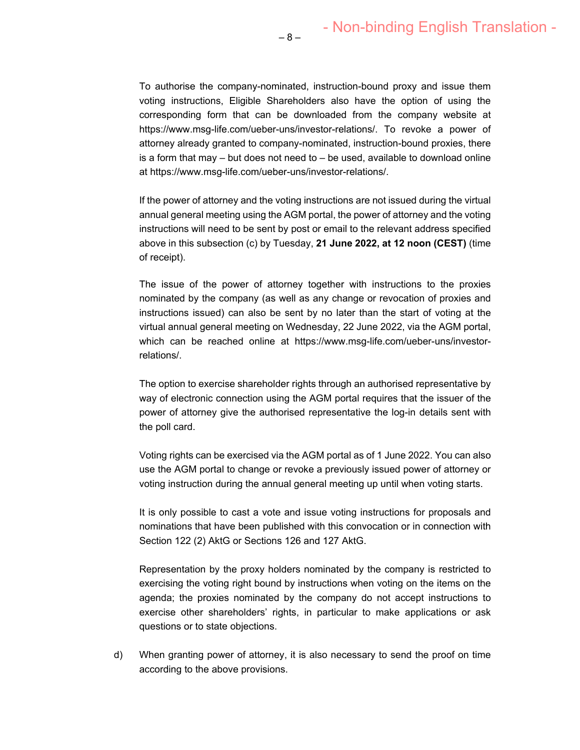To authorise the company-nominated, instruction-bound proxy and issue them voting instructions, Eligible Shareholders also have the option of using the corresponding form that can be downloaded from the company website at https://www.msg-life.com/ueber-uns/investor-relations/. To revoke a power of attorney already granted to company-nominated, instruction-bound proxies, there is a form that may – but does not need to – be used, available to download online at https://www.msg-life.com/ueber-uns/investor-relations/.

If the power of attorney and the voting instructions are not issued during the virtual annual general meeting using the AGM portal, the power of attorney and the voting instructions will need to be sent by post or email to the relevant address specified above in this subsection (c) by Tuesday, **21 June 2022, at 12 noon (CEST)** (time of receipt).

The issue of the power of attorney together with instructions to the proxies nominated by the company (as well as any change or revocation of proxies and instructions issued) can also be sent by no later than the start of voting at the virtual annual general meeting on Wednesday, 22 June 2022, via the AGM portal, which can be reached online at https://www.msg-life.com/ueber-uns/investor-relations/.

The option to exercise shareholder rights through an authorised representative by way of electronic connection using the AGM portal requires that the issuer of the power of attorney give the authorised representative the log-in details sent with the poll card.

Voting rights can be exercised via the AGM portal as of 1 June 2022. You can also use the AGM portal to change or revoke a previously issued power of attorney or voting instruction during the annual general meeting up until when voting starts.

It is only possible to cast a vote and issue voting instructions for proposals and nominations that have been published with this convocation or in connection with Section 122 (2) AktG or Sections 126 and 127 AktG.

Representation by the proxy holders nominated by the company is restricted to exercising the voting right bound by instructions when voting on the items on the agenda; the proxies nominated by the company do not accept instructions to exercise other shareholders' rights, in particular to make applications or ask questions or to state objections.

d) When granting power of attorney, it is also necessary to send the proof on time according to the above provisions.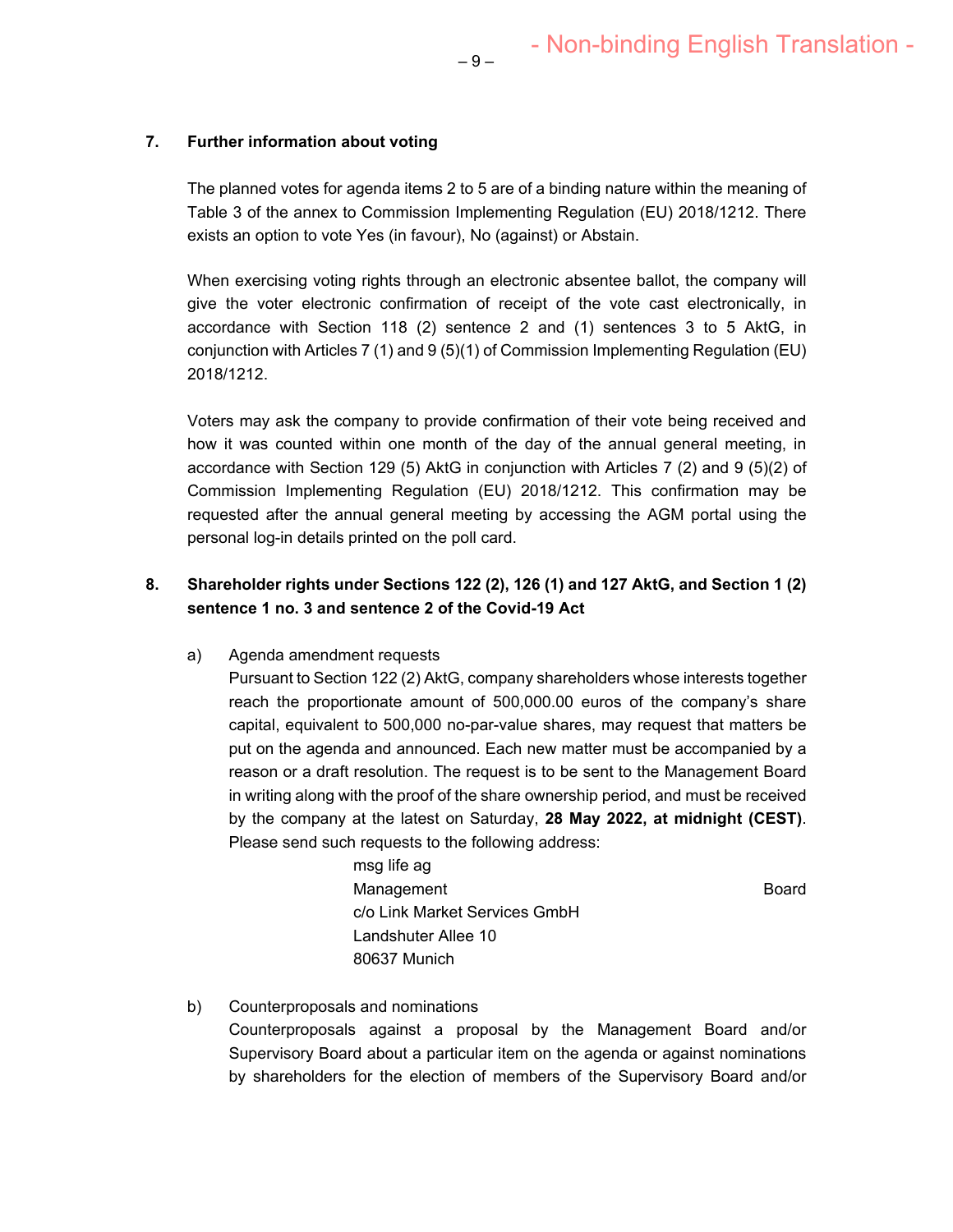## 7. Further information about voting

The planned votes for agenda items 2 to 5 are of a binding nature within the meaning of Table 3 of the annex to Commission Implementing Regulation (EU) 2018/1212. There exists an option to vote Yes (in favour), No (against) or Abstain.

When exercising voting rights through an electronic absentee ballot, the company will give the voter electronic confirmation of receipt of the vote cast electronically, in accordance with Section 118 (2) sentence 2 and (1) sentences 3 to 5 AktG, in conjunction with Articles 7 (1) and 9 (5)(1) of Commission Implementing Regulation (EU) 2018/1212.

Voters may ask the company to provide confirmation of their vote being received and how it was counted within one month of the day of the annual general meeting, in accordance with Section 129 (5) AktG in conjunction with Articles 7 (2) and 9 (5)(2) of Commission Implementing Regulation (EU) 2018/1212. This confirmation may be requested after the annual general meeting by accessing the AGM portal using the personal log-in details printed on the poll card.

## 8. Shareholder rights under Sections 122 (2), 126 (1) and 127 AktG, and Section 1 (2) sentence 1 no. 3 and sentence 2 of the Covid-19 Act

a) Agenda amendment requests

Pursuant to Section 122 (2) AktG, company shareholders whose interests together reach the proportionate amount of 500,000.00 euros of the company's share capital, equivalent to 500,000 no-par-value shares, may request that matters be put on the agenda and announced. Each new matter must be accompanied by a reason or a draft resolution. The request is to be sent to the Management Board in writing along with the proof of the share ownership period, and must be received by the company at the latest on Saturday, **28 May 2022, at midnight (CEST)**. Please send such requests to the following address:

msg life ag
Management Board
c/o Link Market Services GmbH
Landshuter Allee 10
80637 Munich

b) Counterproposals and nominations

Counterproposals against a proposal by the Management Board and/or Supervisory Board about a particular item on the agenda or against nominations by shareholders for the election of members of the Supervisory Board and/or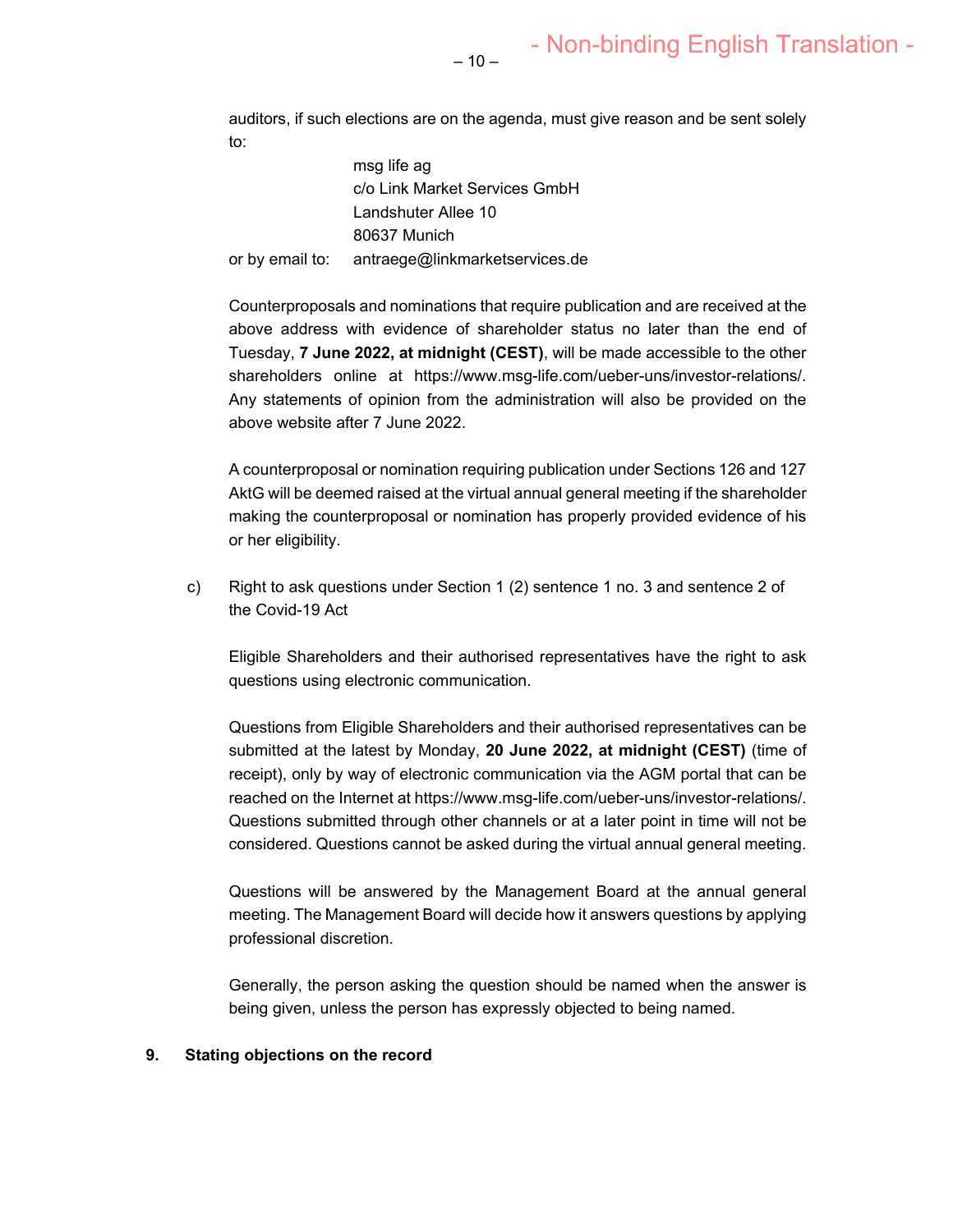auditors, if such elections are on the agenda, must give reason and be sent solely to:

msg life ag
c/o Link Market Services GmbH
Landshuter Allee 10
80637 Munich

or by email to: antraege@linkmarketservices.de

Counterproposals and nominations that require publication and are received at the above address with evidence of shareholder status no later than the end of Tuesday, **7 June 2022, at midnight (CEST)**, will be made accessible to the other shareholders online at https://www.msg-life.com/ueber-uns/investor-relations/. Any statements of opinion from the administration will also be provided on the above website after 7 June 2022.

A counterproposal or nomination requiring publication under Sections 126 and 127 AktG will be deemed raised at the virtual annual general meeting if the shareholder making the counterproposal or nomination has properly provided evidence of his or her eligibility.

c) Right to ask questions under Section 1 (2) sentence 1 no. 3 and sentence 2 of the Covid-19 Act

Eligible Shareholders and their authorised representatives have the right to ask questions using electronic communication.

Questions from Eligible Shareholders and their authorised representatives can be submitted at the latest by Monday, **20 June 2022, at midnight (CEST)** (time of receipt), only by way of electronic communication via the AGM portal that can be reached on the Internet at https://www.msg-life.com/ueber-uns/investor-relations/. Questions submitted through other channels or at a later point in time will not be considered. Questions cannot be asked during the virtual annual general meeting.

Questions will be answered by the Management Board at the annual general meeting. The Management Board will decide how it answers questions by applying professional discretion.

Generally, the person asking the question should be named when the answer is being given, unless the person has expressly objected to being named.

**9. Stating objections on the record**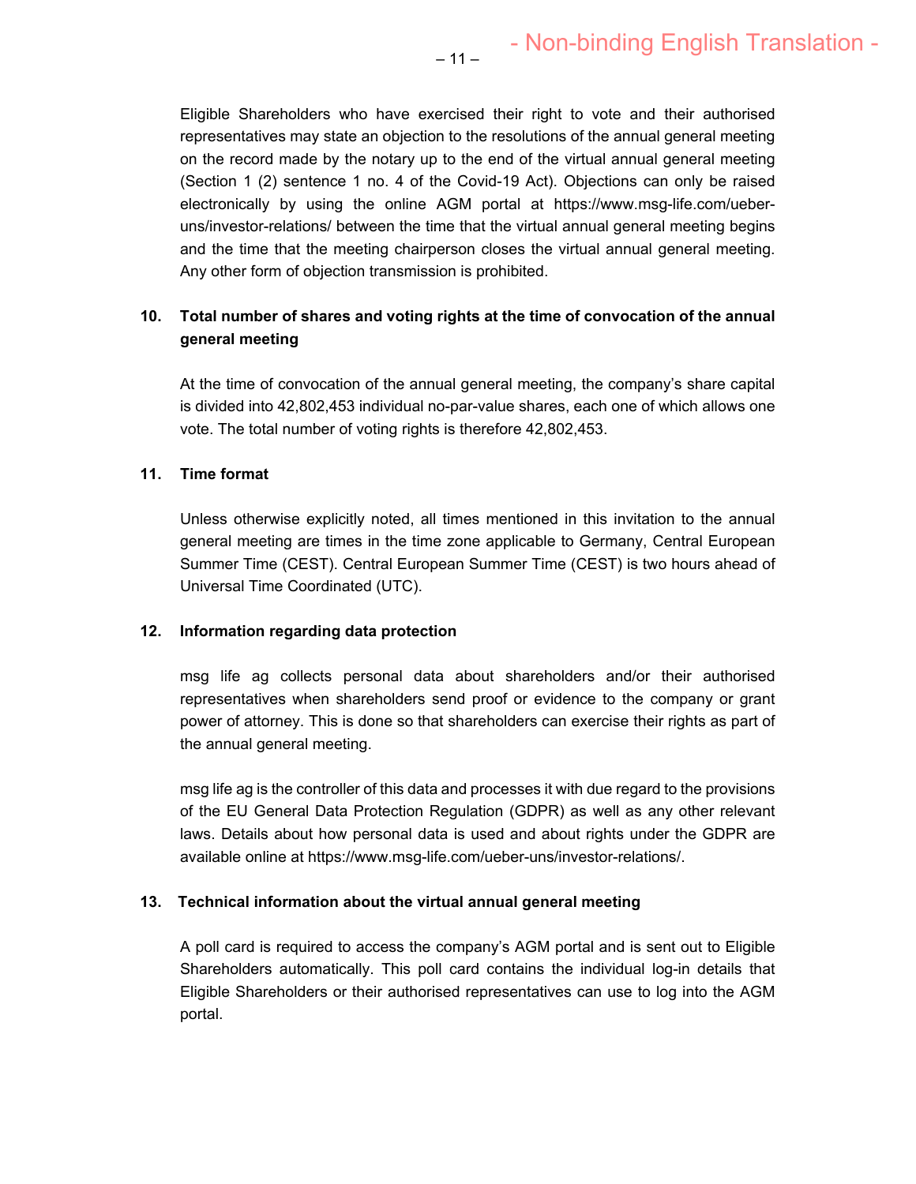Eligible Shareholders who have exercised their right to vote and their authorised representatives may state an objection to the resolutions of the annual general meeting on the record made by the notary up to the end of the virtual annual general meeting (Section 1 (2) sentence 1 no. 4 of the Covid-19 Act). Objections can only be raised electronically by using the online AGM portal at https://www.msg-life.com/ueber-uns/investor-relations/ between the time that the virtual annual general meeting begins and the time that the meeting chairperson closes the virtual annual general meeting. Any other form of objection transmission is prohibited.

**10. Total number of shares and voting rights at the time of convocation of the annual general meeting**

At the time of convocation of the annual general meeting, the company's share capital is divided into 42,802,453 individual no-par-value shares, each one of which allows one vote. The total number of voting rights is therefore 42,802,453.

**11. Time format**

Unless otherwise explicitly noted, all times mentioned in this invitation to the annual general meeting are times in the time zone applicable to Germany, Central European Summer Time (CEST). Central European Summer Time (CEST) is two hours ahead of Universal Time Coordinated (UTC).

**12. Information regarding data protection**

msg life ag collects personal data about shareholders and/or their authorised representatives when shareholders send proof or evidence to the company or grant power of attorney. This is done so that shareholders can exercise their rights as part of the annual general meeting.

msg life ag is the controller of this data and processes it with due regard to the provisions of the EU General Data Protection Regulation (GDPR) as well as any other relevant laws. Details about how personal data is used and about rights under the GDPR are available online at https://www.msg-life.com/ueber-uns/investor-relations/.

**13. Technical information about the virtual annual general meeting**

A poll card is required to access the company's AGM portal and is sent out to Eligible Shareholders automatically. This poll card contains the individual log-in details that Eligible Shareholders or their authorised representatives can use to log into the AGM portal.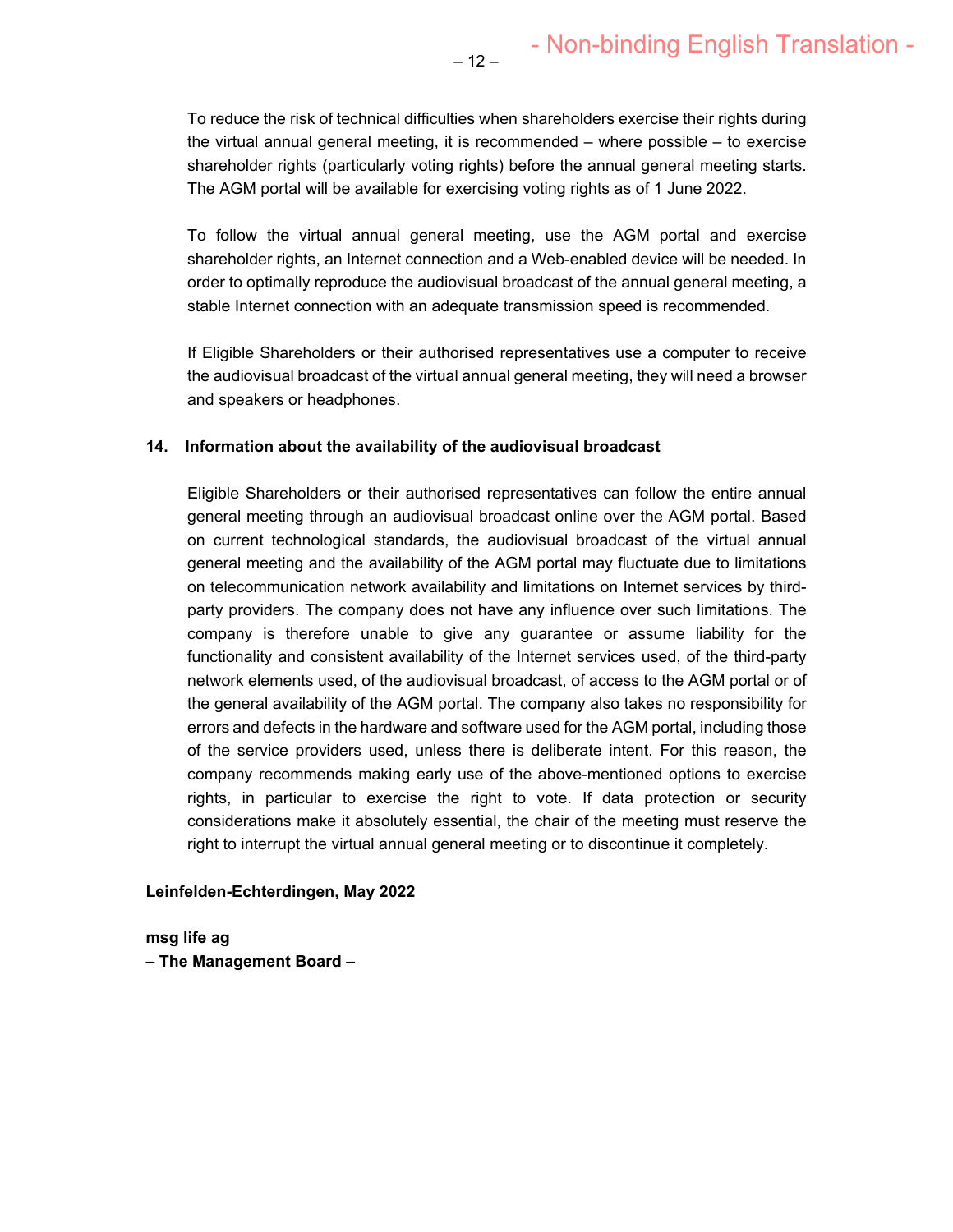To reduce the risk of technical difficulties when shareholders exercise their rights during the virtual annual general meeting, it is recommended – where possible – to exercise shareholder rights (particularly voting rights) before the annual general meeting starts. The AGM portal will be available for exercising voting rights as of 1 June 2022.

To follow the virtual annual general meeting, use the AGM portal and exercise shareholder rights, an Internet connection and a Web-enabled device will be needed. In order to optimally reproduce the audiovisual broadcast of the annual general meeting, a stable Internet connection with an adequate transmission speed is recommended.

If Eligible Shareholders or their authorised representatives use a computer to receive the audiovisual broadcast of the virtual annual general meeting, they will need a browser and speakers or headphones.

## 14. Information about the availability of the audiovisual broadcast

Eligible Shareholders or their authorised representatives can follow the entire annual general meeting through an audiovisual broadcast online over the AGM portal. Based on current technological standards, the audiovisual broadcast of the virtual annual general meeting and the availability of the AGM portal may fluctuate due to limitations on telecommunication network availability and limitations on Internet services by third-party providers. The company does not have any influence over such limitations. The company is therefore unable to give any guarantee or assume liability for the functionality and consistent availability of the Internet services used, of the third-party network elements used, of the audiovisual broadcast, of access to the AGM portal or of the general availability of the AGM portal. The company also takes no responsibility for errors and defects in the hardware and software used for the AGM portal, including those of the service providers used, unless there is deliberate intent. For this reason, the company recommends making early use of the above-mentioned options to exercise rights, in particular to exercise the right to vote. If data protection or security considerations make it absolutely essential, the chair of the meeting must reserve the right to interrupt the virtual annual general meeting or to discontinue it completely.

**Leinfelden-Echterdingen, May 2022**

**msg life ag**
**– The Management Board –**